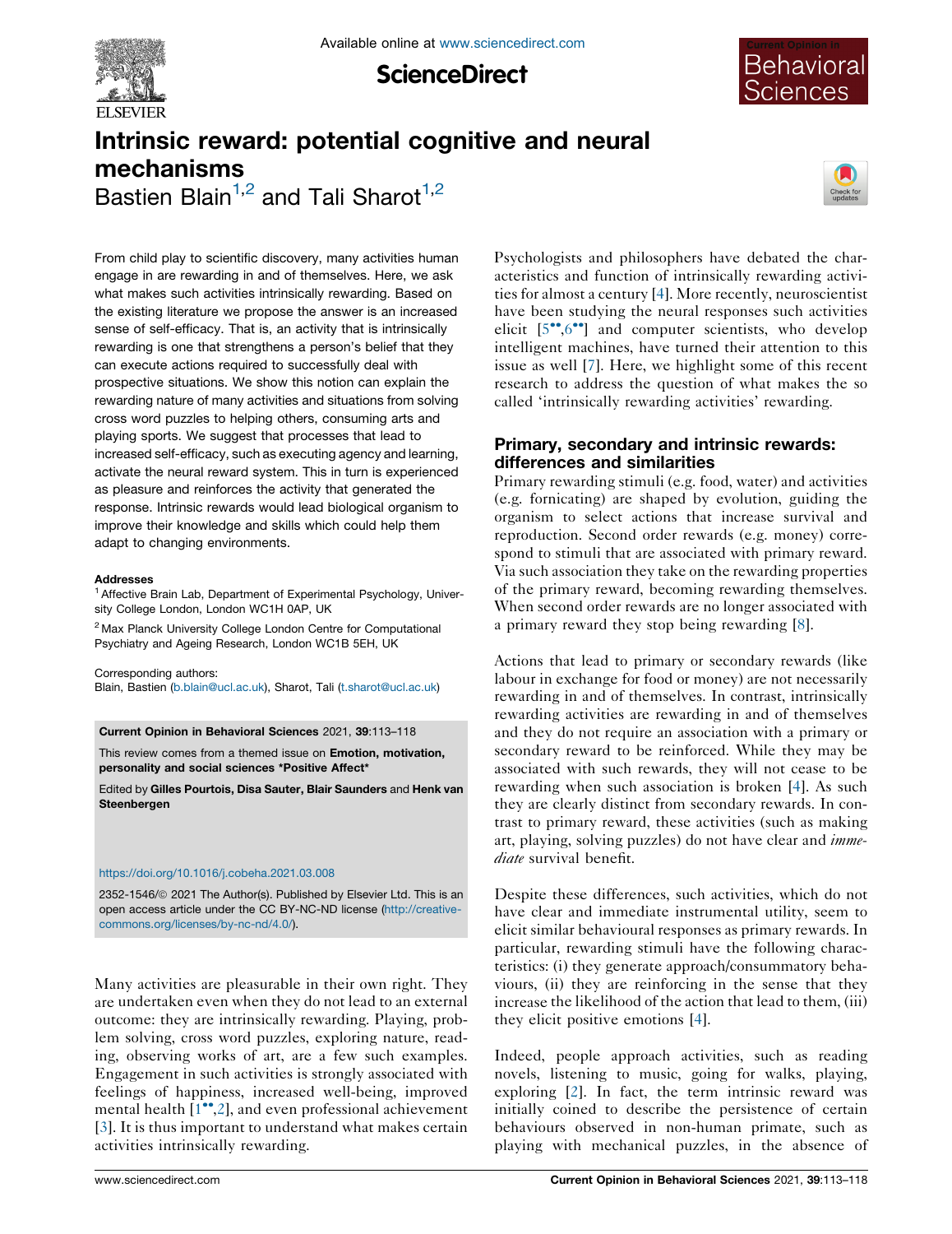# Intrinsic reward: potential cognitive and neural mechanisms

Bastien Blain[1,2] and Tali Sharot[1,2]

From child play to scientific discovery, many activities human engage in are rewarding in and of themselves. Here, we ask what makes such activities intrinsically rewarding. Based on the existing literature we propose the answer is an increased sense of self-efficacy. That is, an activity that is intrinsically rewarding is one that strengthens a person's belief that they can execute actions required to successfully deal with prospective situations. We show this notion can explain the rewarding nature of many activities and situations from solving cross word puzzles to helping others, consuming arts and playing sports. We suggest that processes that lead to increased self-efficacy, such as executing agency and learning, activate the neural reward system. This in turn is experienced as pleasure and reinforces the activity that generated the response. Intrinsic rewards would lead biological organism to improve their knowledge and skills which could help them adapt to changing environments.

**Addresses**

[1] Affective Brain Lab, Department of Experimental Psychology, University College London, London WC1H 0AP, UK

[2] Max Planck University College London Centre for Computational Psychiatry and Ageing Research, London WC1B 5EH, UK

Corresponding authors:
Blain, Bastien (b.blain@ucl.ac.uk), Sharot, Tali (t.sharot@ucl.ac.uk)

**Current Opinion in Behavioral Sciences** 2021, **39**:113–118

This review comes from a themed issue on **Emotion, motivation, personality and social sciences \*Positive Affect\***

Edited by **Gilles Pourtois, Disa Sauter, Blair Saunders** and **Henk van Steenbergen**

https://doi.org/10.1016/j.cobeha.2021.03.008

2352-1546/© 2021 The Author(s). Published by Elsevier Ltd. This is an open access article under the CC BY-NC-ND license (http://creativecommons.org/licenses/by-nc-nd/4.0/).

Many activities are pleasurable in their own right. They are undertaken even when they do not lead to an external outcome: they are intrinsically rewarding. Playing, problem solving, cross word puzzles, exploring nature, reading, observing works of art, are a few such examples. Engagement in such activities is strongly associated with feelings of happiness, increased well-being, improved mental health [1••,2], and even professional achievement [3]. It is thus important to understand what makes certain activities intrinsically rewarding.

Psychologists and philosophers have debated the characteristics and function of intrinsically rewarding activities for almost a century [4]. More recently, neuroscientist have been studying the neural responses such activities elicit [5••,6••] and computer scientists, who develop intelligent machines, have turned their attention to this issue as well [7]. Here, we highlight some of this recent research to address the question of what makes the so called 'intrinsically rewarding activities' rewarding.

## Primary, secondary and intrinsic rewards: differences and similarities

Primary rewarding stimuli (e.g. food, water) and activities (e.g. fornicating) are shaped by evolution, guiding the organism to select actions that increase survival and reproduction. Second order rewards (e.g. money) correspond to stimuli that are associated with primary reward. Via such association they take on the rewarding properties of the primary reward, becoming rewarding themselves. When second order rewards are no longer associated with a primary reward they stop being rewarding [8].

Actions that lead to primary or secondary rewards (like labour in exchange for food or money) are not necessarily rewarding in and of themselves. In contrast, intrinsically rewarding activities are rewarding in and of themselves and they do not require an association with a primary or secondary reward to be reinforced. While they may be associated with such rewards, they will not cease to be rewarding when such association is broken [4]. As such they are clearly distinct from secondary rewards. In contrast to primary reward, these activities (such as making art, playing, solving puzzles) do not have clear and *immediate* survival benefit.

Despite these differences, such activities, which do not have clear and immediate instrumental utility, seem to elicit similar behavioural responses as primary rewards. In particular, rewarding stimuli have the following characteristics: (i) they generate approach/consummatory behaviours, (ii) they are reinforcing in the sense that they increase the likelihood of the action that lead to them, (iii) they elicit positive emotions [4].

Indeed, people approach activities, such as reading novels, listening to music, going for walks, playing, exploring [2]. In fact, the term intrinsic reward was initially coined to describe the persistence of certain behaviours observed in non-human primate, such as playing with mechanical puzzles, in the absence of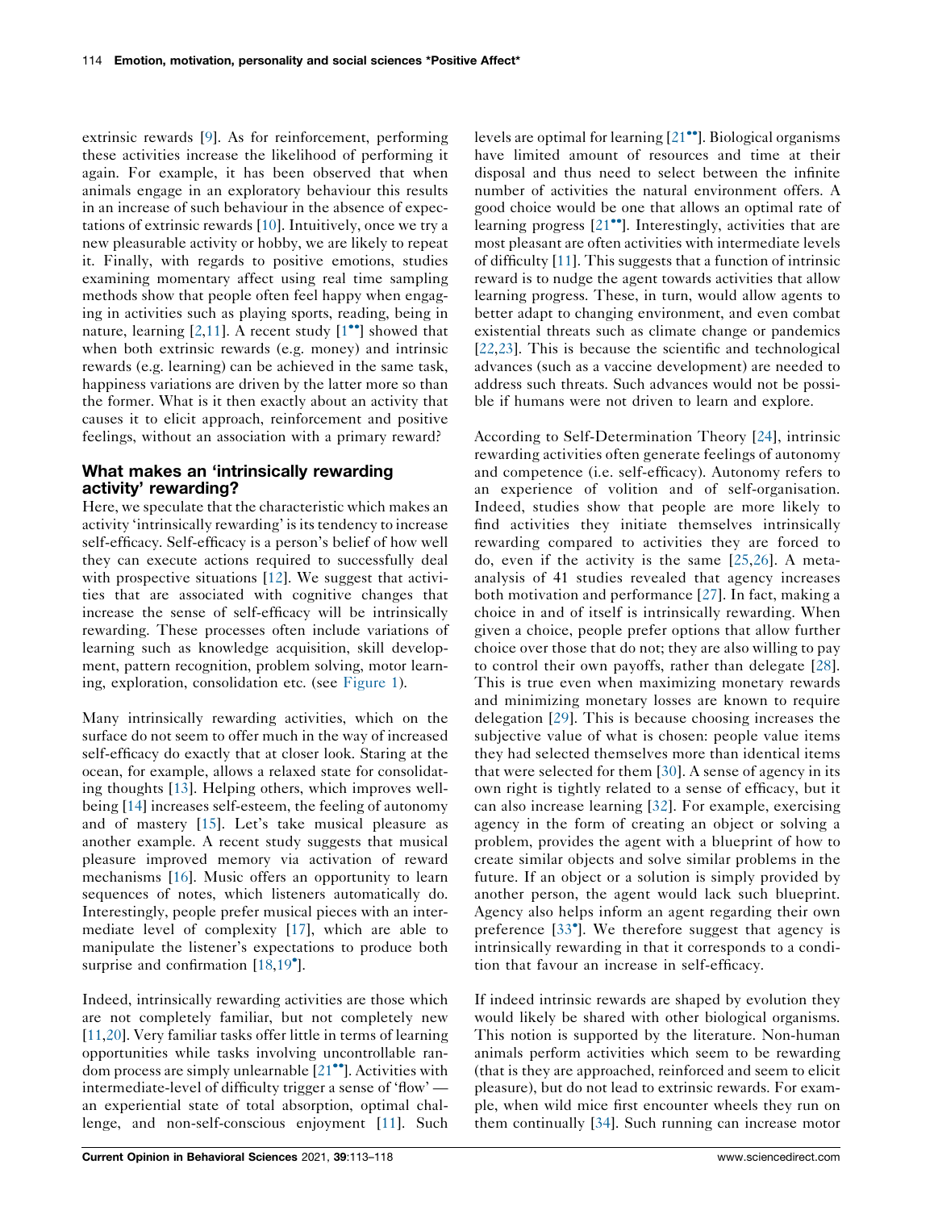extrinsic rewards [9]. As for reinforcement, performing these activities increase the likelihood of performing it again. For example, it has been observed that when animals engage in an exploratory behaviour this results in an increase of such behaviour in the absence of expectations of extrinsic rewards [10]. Intuitively, once we try a new pleasurable activity or hobby, we are likely to repeat it. Finally, with regards to positive emotions, studies examining momentary affect using real time sampling methods show that people often feel happy when engaging in activities such as playing sports, reading, being in nature, learning [2,11]. A recent study [1••] showed that when both extrinsic rewards (e.g. money) and intrinsic rewards (e.g. learning) can be achieved in the same task, happiness variations are driven by the latter more so than the former. What is it then exactly about an activity that causes it to elicit approach, reinforcement and positive feelings, without an association with a primary reward?

## What makes an 'intrinsically rewarding activity' rewarding?

Here, we speculate that the characteristic which makes an activity 'intrinsically rewarding' is its tendency to increase self-efficacy. Self-efficacy is a person's belief of how well they can execute actions required to successfully deal with prospective situations [12]. We suggest that activities that are associated with cognitive changes that increase the sense of self-efficacy will be intrinsically rewarding. These processes often include variations of learning such as knowledge acquisition, skill development, pattern recognition, problem solving, motor learning, exploration, consolidation etc. (see Figure 1).

Many intrinsically rewarding activities, which on the surface do not seem to offer much in the way of increased self-efficacy do exactly that at closer look. Staring at the ocean, for example, allows a relaxed state for consolidating thoughts [13]. Helping others, which improves well-being [14] increases self-esteem, the feeling of autonomy and of mastery [15]. Let's take musical pleasure as another example. A recent study suggests that musical pleasure improved memory via activation of reward mechanisms [16]. Music offers an opportunity to learn sequences of notes, which listeners automatically do. Interestingly, people prefer musical pieces with an intermediate level of complexity [17], which are able to manipulate the listener's expectations to produce both surprise and confirmation [18,19•].

Indeed, intrinsically rewarding activities are those which are not completely familiar, but not completely new [11,20]. Very familiar tasks offer little in terms of learning opportunities while tasks involving uncontrollable random process are simply unlearnable [21••]. Activities with intermediate-level of difficulty trigger a sense of 'flow' — an experiential state of total absorption, optimal challenge, and non-self-conscious enjoyment [11]. Such levels are optimal for learning [21••]. Biological organisms have limited amount of resources and time at their disposal and thus need to select between the infinite number of activities the natural environment offers. A good choice would be one that allows an optimal rate of learning progress [21••]. Interestingly, activities that are most pleasant are often activities with intermediate levels of difficulty [11]. This suggests that a function of intrinsic reward is to nudge the agent towards activities that allow learning progress. These, in turn, would allow agents to better adapt to changing environment, and even combat existential threats such as climate change or pandemics [22,23]. This is because the scientific and technological advances (such as a vaccine development) are needed to address such threats. Such advances would not be possible if humans were not driven to learn and explore.

According to Self-Determination Theory [24], intrinsic rewarding activities often generate feelings of autonomy and competence (i.e. self-efficacy). Autonomy refers to an experience of volition and of self-organisation. Indeed, studies show that people are more likely to find activities they initiate themselves intrinsically rewarding compared to activities they are forced to do, even if the activity is the same [25,26]. A meta-analysis of 41 studies revealed that agency increases both motivation and performance [27]. In fact, making a choice in and of itself is intrinsically rewarding. When given a choice, people prefer options that allow further choice over those that do not; they are also willing to pay to control their own payoffs, rather than delegate [28]. This is true even when maximizing monetary rewards and minimizing monetary losses are known to require delegation [29]. This is because choosing increases the subjective value of what is chosen: people value items they had selected themselves more than identical items that were selected for them [30]. A sense of agency in its own right is tightly related to a sense of efficacy, but it can also increase learning [32]. For example, exercising agency in the form of creating an object or solving a problem, provides the agent with a blueprint of how to create similar objects and solve similar problems in the future. If an object or a solution is simply provided by another person, the agent would lack such blueprint. Agency also helps inform an agent regarding their own preference [33•]. We therefore suggest that agency is intrinsically rewarding in that it corresponds to a condition that favour an increase in self-efficacy.

If indeed intrinsic rewards are shaped by evolution they would likely be shared with other biological organisms. This notion is supported by the literature. Non-human animals perform activities which seem to be rewarding (that is they are approached, reinforced and seem to elicit pleasure), but do not lead to extrinsic rewards. For example, when wild mice first encounter wheels they run on them continually [34]. Such running can increase motor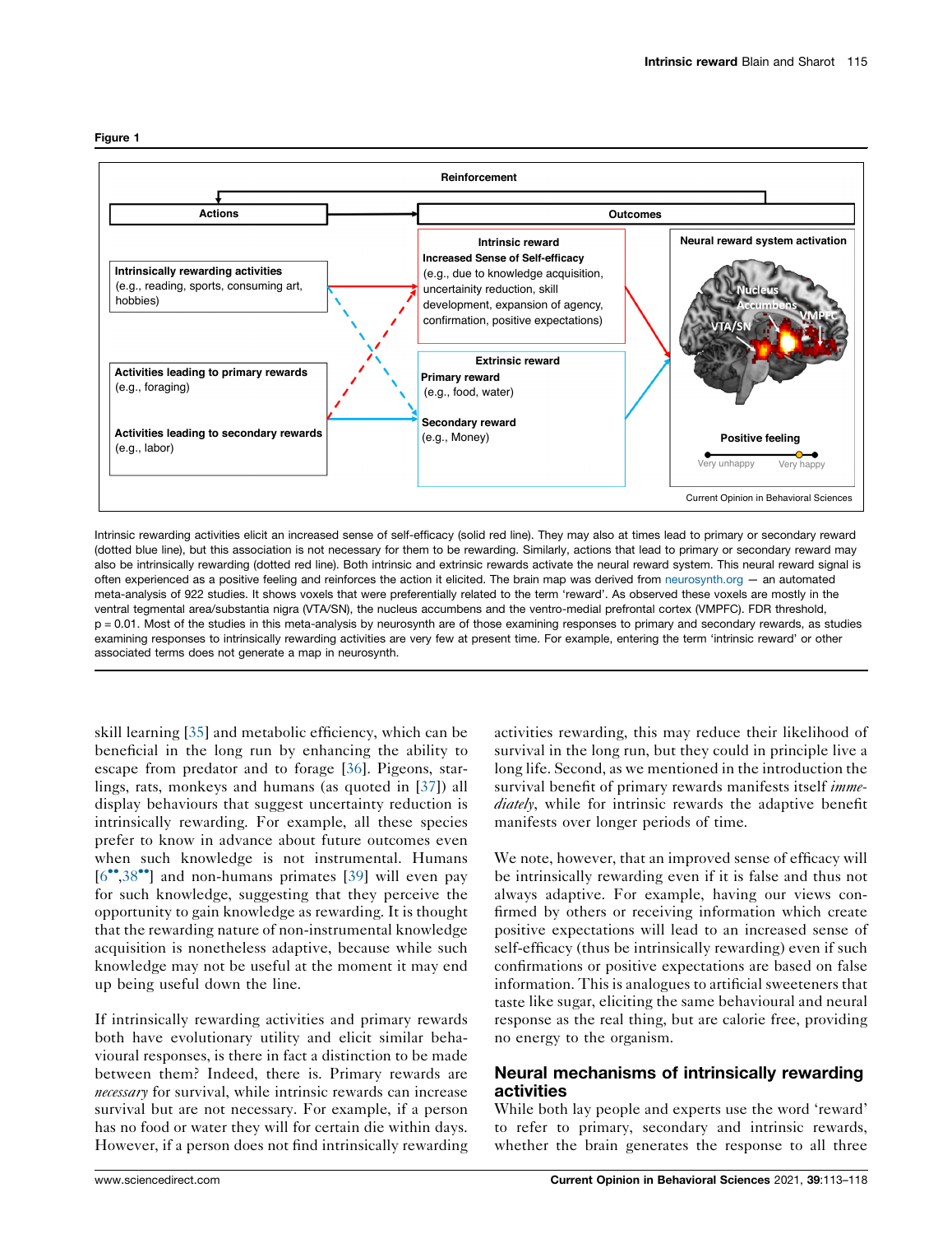Figure 1

Intrinsic rewarding activities elicit an increased sense of self-efficacy (solid red line). They may also at times lead to primary or secondary reward (dotted blue line), but this association is not necessary for them to be rewarding. Similarly, actions that lead to primary or secondary reward may also be intrinsically rewarding (dotted red line). Both intrinsic and extrinsic rewards activate the neural reward system. This neural reward signal is often experienced as a positive feeling and reinforces the action it elicited. The brain map was derived from neurosynth.org — an automated meta-analysis of 922 studies. It shows voxels that were preferentially related to the term 'reward'. As observed these voxels are mostly in the ventral tegmental area/substantia nigra (VTA/SN), the nucleus accumbens and the ventro-medial prefrontal cortex (VMPFC). FDR threshold, p = 0.01. Most of the studies in this meta-analysis by neurosynth are of those examining responses to primary and secondary rewards, as studies examining responses to intrinsically rewarding activities are very few at present time. For example, entering the term 'intrinsic reward' or other associated terms does not generate a map in neurosynth.

skill learning [35] and metabolic efficiency, which can be beneficial in the long run by enhancing the ability to escape from predator and to forage [36]. Pigeons, starlings, rats, monkeys and humans (as quoted in [37]) all display behaviours that suggest uncertainty reduction is intrinsically rewarding. For example, all these species prefer to know in advance about future outcomes even when such knowledge is not instrumental. Humans [6••,38••] and non-humans primates [39] will even pay for such knowledge, suggesting that they perceive the opportunity to gain knowledge as rewarding. It is thought that the rewarding nature of non-instrumental knowledge acquisition is nonetheless adaptive, because while such knowledge may not be useful at the moment it may end up being useful down the line.

If intrinsically rewarding activities and primary rewards both have evolutionary utility and elicit similar behavioural responses, is there in fact a distinction to be made between them? Indeed, there is. Primary rewards are *necessary* for survival, while intrinsic rewards can increase survival but are not necessary. For example, if a person has no food or water they will for certain die within days. However, if a person does not find intrinsically rewarding activities rewarding, this may reduce their likelihood of survival in the long run, but they could in principle live a long life. Second, as we mentioned in the introduction the survival benefit of primary rewards manifests itself *immediately*, while for intrinsic rewards the adaptive benefit manifests over longer periods of time.

We note, however, that an improved sense of efficacy will be intrinsically rewarding even if it is false and thus not always adaptive. For example, having our views confirmed by others or receiving information which create positive expectations will lead to an increased sense of self-efficacy (thus be intrinsically rewarding) even if such confirmations or positive expectations are based on false information. This is analogues to artificial sweeteners that taste like sugar, eliciting the same behavioural and neural response as the real thing, but are calorie free, providing no energy to the organism.

## Neural mechanisms of intrinsically rewarding activities

While both lay people and experts use the word 'reward' to refer to primary, secondary and intrinsic rewards, whether the brain generates the response to all three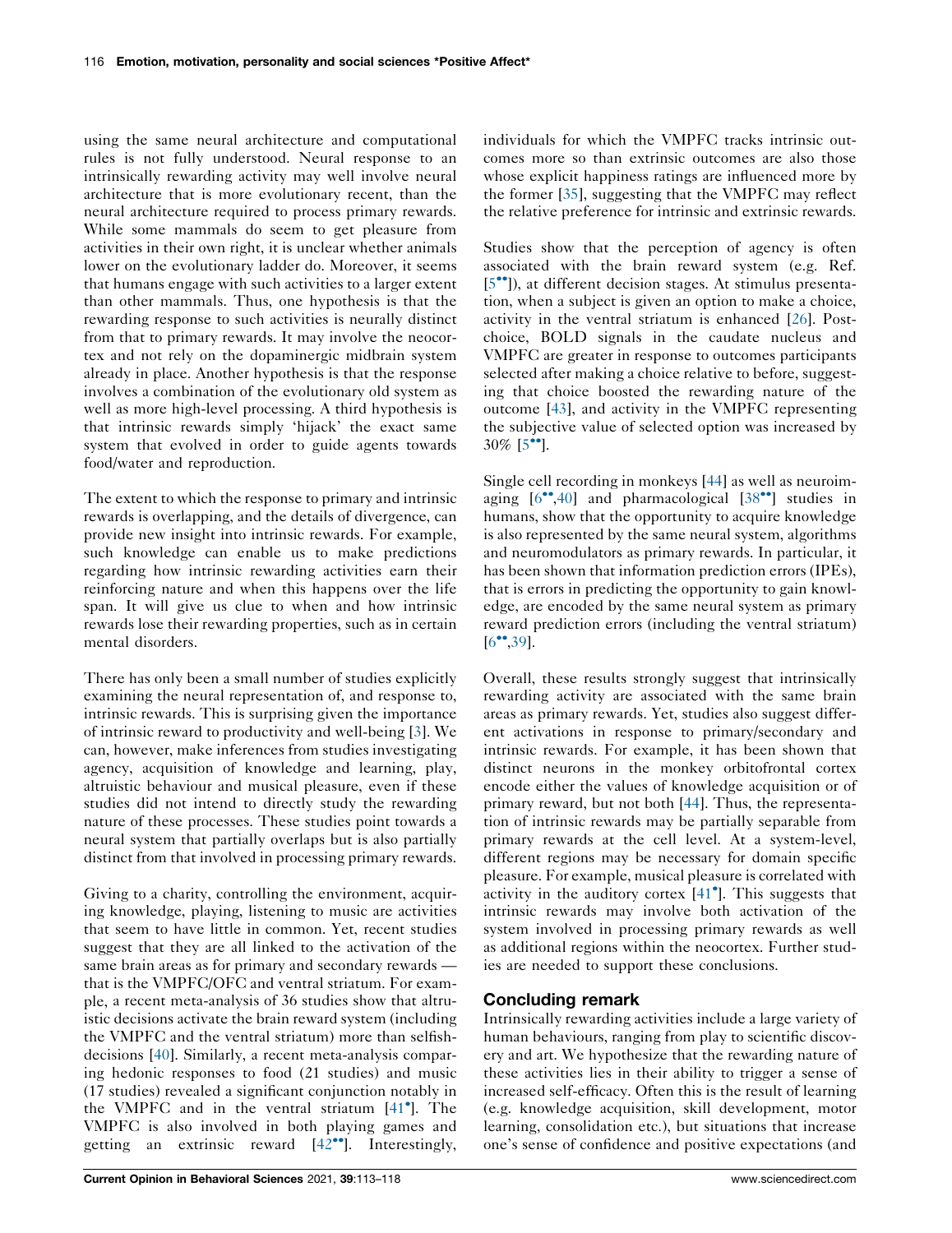using the same neural architecture and computational rules is not fully understood. Neural response to an intrinsically rewarding activity may well involve neural architecture that is more evolutionary recent, than the neural architecture required to process primary rewards. While some mammals do seem to get pleasure from activities in their own right, it is unclear whether animals lower on the evolutionary ladder do. Moreover, it seems that humans engage with such activities to a larger extent than other mammals. Thus, one hypothesis is that the rewarding response to such activities is neurally distinct from that to primary rewards. It may involve the neocortex and not rely on the dopaminergic midbrain system already in place. Another hypothesis is that the response involves a combination of the evolutionary old system as well as more high-level processing. A third hypothesis is that intrinsic rewards simply 'hijack' the exact same system that evolved in order to guide agents towards food/water and reproduction.

The extent to which the response to primary and intrinsic rewards is overlapping, and the details of divergence, can provide new insight into intrinsic rewards. For example, such knowledge can enable us to make predictions regarding how intrinsic rewarding activities earn their reinforcing nature and when this happens over the life span. It will give us clue to when and how intrinsic rewards lose their rewarding properties, such as in certain mental disorders.

There has only been a small number of studies explicitly examining the neural representation of, and response to, intrinsic rewards. This is surprising given the importance of intrinsic reward to productivity and well-being [3]. We can, however, make inferences from studies investigating agency, acquisition of knowledge and learning, play, altruistic behaviour and musical pleasure, even if these studies did not intend to directly study the rewarding nature of these processes. These studies point towards a neural system that partially overlaps but is also partially distinct from that involved in processing primary rewards.

Giving to a charity, controlling the environment, acquiring knowledge, playing, listening to music are activities that seem to have little in common. Yet, recent studies suggest that they are all linked to the activation of the same brain areas as for primary and secondary rewards — that is the VMPFC/OFC and ventral striatum. For example, a recent meta-analysis of 36 studies show that altruistic decisions activate the brain reward system (including the VMPFC and the ventral striatum) more than selfish-decisions [40]. Similarly, a recent meta-analysis comparing hedonic responses to food (21 studies) and music (17 studies) revealed a significant conjunction notably in the VMPFC and in the ventral striatum [41•]. The VMPFC is also involved in both playing games and getting an extrinsic reward [42••]. Interestingly, individuals for which the VMPFC tracks intrinsic outcomes more so than extrinsic outcomes are also those whose explicit happiness ratings are influenced more by the former [35], suggesting that the VMPFC may reflect the relative preference for intrinsic and extrinsic rewards.

Studies show that the perception of agency is often associated with the brain reward system (e.g. Ref. [5••]), at different decision stages. At stimulus presentation, when a subject is given an option to make a choice, activity in the ventral striatum is enhanced [26]. Post-choice, BOLD signals in the caudate nucleus and VMPFC are greater in response to outcomes participants selected after making a choice relative to before, suggesting that choice boosted the rewarding nature of the outcome [43], and activity in the VMPFC representing the subjective value of selected option was increased by 30% [5••].

Single cell recording in monkeys [44] as well as neuroimaging [6••,40] and pharmacological [38••] studies in humans, show that the opportunity to acquire knowledge is also represented by the same neural system, algorithms and neuromodulators as primary rewards. In particular, it has been shown that information prediction errors (IPEs), that is errors in predicting the opportunity to gain knowledge, are encoded by the same neural system as primary reward prediction errors (including the ventral striatum) [6••,39].

Overall, these results strongly suggest that intrinsically rewarding activity are associated with the same brain areas as primary rewards. Yet, studies also suggest different activations in response to primary/secondary and intrinsic rewards. For example, it has been shown that distinct neurons in the monkey orbitofrontal cortex encode either the values of knowledge acquisition or of primary reward, but not both [44]. Thus, the representation of intrinsic rewards may be partially separable from primary rewards at the cell level. At a system-level, different regions may be necessary for domain specific pleasure. For example, musical pleasure is correlated with activity in the auditory cortex [41•]. This suggests that intrinsic rewards may involve both activation of the system involved in processing primary rewards as well as additional regions within the neocortex. Further studies are needed to support these conclusions.

## Concluding remark

Intrinsically rewarding activities include a large variety of human behaviours, ranging from play to scientific discovery and art. We hypothesize that the rewarding nature of these activities lies in their ability to trigger a sense of increased self-efficacy. Often this is the result of learning (e.g. knowledge acquisition, skill development, motor learning, consolidation etc.), but situations that increase one's sense of confidence and positive expectations (and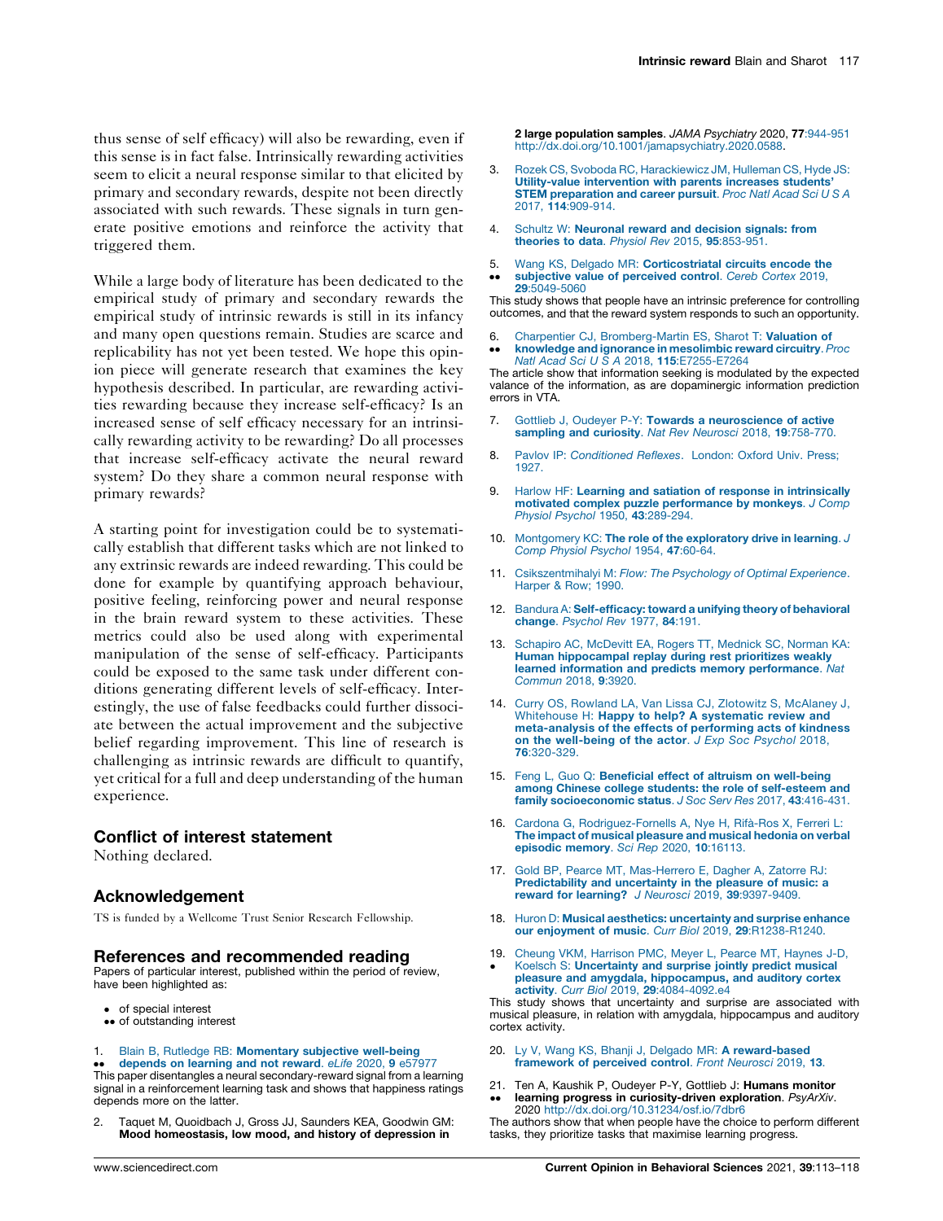thus sense of self efficacy) will also be rewarding, even if this sense is in fact false. Intrinsically rewarding activities seem to elicit a neural response similar to that elicited by primary and secondary rewards, despite not been directly associated with such rewards. These signals in turn generate positive emotions and reinforce the activity that triggered them.

While a large body of literature has been dedicated to the empirical study of primary and secondary rewards the empirical study of intrinsic rewards is still in its infancy and many open questions remain. Studies are scarce and replicability has not yet been tested. We hope this opinion piece will generate research that examines the key hypothesis described. In particular, are rewarding activities rewarding because they increase self-efficacy? Is an increased sense of self efficacy necessary for an intrinsically rewarding activity to be rewarding? Do all processes that increase self-efficacy activate the neural reward system? Do they share a common neural response with primary rewards?

A starting point for investigation could be to systematically establish that different tasks which are not linked to any extrinsic rewards are indeed rewarding. This could be done for example by quantifying approach behaviour, positive feeling, reinforcing power and neural response in the brain reward system to these activities. These metrics could also be used along with experimental manipulation of the sense of self-efficacy. Participants could be exposed to the same task under different conditions generating different levels of self-efficacy. Interestingly, the use of false feedbacks could further dissociate between the actual improvement and the subjective belief regarding improvement. This line of research is challenging as intrinsic rewards are difficult to quantify, yet critical for a full and deep understanding of the human experience.

## Conflict of interest statement

Nothing declared.

## Acknowledgement

TS is funded by a Wellcome Trust Senior Research Fellowship.

## References and recommended reading

Papers of particular interest, published within the period of review, have been highlighted as:

- • of special interest
- •• of outstanding interest

1. •• Blain B, Rutledge RB: **Momentary subjective well-being depends on learning and not reward**. *eLife* 2020, **9** e57977
This paper disentangles a neural secondary-reward signal from a learning signal in a reinforcement learning task and shows that happiness ratings depends more on the latter.

2. Taquet M, Quoidbach J, Gross JJ, Saunders KEA, Goodwin GM: **Mood homeostasis, low mood, and history of depression in 2 large population samples**. *JAMA Psychiatry* 2020, **77**:944-951 http://dx.doi.org/10.1001/jamapsychiatry.2020.0588.

3. Rozek CS, Svoboda RC, Harackiewicz JM, Hulleman CS, Hyde JS: **Utility-value intervention with parents increases students' STEM preparation and career pursuit**. *Proc Natl Acad Sci U S A* 2017, **114**:909-914.

4. Schultz W: **Neuronal reward and decision signals: from theories to data**. *Physiol Rev* 2015, **95**:853-951.

5. •• Wang KS, Delgado MR: **Corticostriatal circuits encode the subjective value of perceived control**. *Cereb Cortex* 2019, **29**:5049-5060
This study shows that people have an intrinsic preference for controlling outcomes, and that the reward system responds to such an opportunity.

6. •• Charpentier CJ, Bromberg-Martin ES, Sharot T: **Valuation of knowledge and ignorance in mesolimbic reward circuitry**. *Proc Natl Acad Sci U S A* 2018, **115**:E7255-E7264
The article show that information seeking is modulated by the expected valance of the information, as are dopaminergic information prediction errors in VTA.

7. Gottlieb J, Oudeyer P-Y: **Towards a neuroscience of active sampling and curiosity**. *Nat Rev Neurosci* 2018, **19**:758-770.

8. Pavlov IP: *Conditioned Reflexes*. London: Oxford Univ. Press; 1927.

9. Harlow HF: **Learning and satiation of response in intrinsically motivated complex puzzle performance by monkeys**. *J Comp Physiol Psychol* 1950, **43**:289-294.

10. Montgomery KC: **The role of the exploratory drive in learning**. *J Comp Physiol Psychol* 1954, **47**:60-64.

11. Csikszentmihalyi M: *Flow: The Psychology of Optimal Experience*. Harper & Row; 1990.

12. Bandura A: **Self-efficacy: toward a unifying theory of behavioral change**. *Psychol Rev* 1977, **84**:191.

13. Schapiro AC, McDevitt EA, Rogers TT, Mednick SC, Norman KA: **Human hippocampal replay during rest prioritizes weakly learned information and predicts memory performance**. *Nat Commun* 2018, **9**:3920.

14. Curry OS, Rowland LA, Van Lissa CJ, Zlotowitz S, McAlaney J, Whitehouse H: **Happy to help? A systematic review and meta-analysis of the effects of performing acts of kindness on the well-being of the actor**. *J Exp Soc Psychol* 2018, **76**:320-329.

15. Feng L, Guo Q: **Beneficial effect of altruism on well-being among Chinese college students: the role of self-esteem and family socioeconomic status**. *J Soc Serv Res* 2017, **43**:416-431.

16. Cardona G, Rodriguez-Fornells A, Nye H, Rifà-Ros X, Ferreri L: **The impact of musical pleasure and musical hedonia on verbal episodic memory**. *Sci Rep* 2020, **10**:16113.

17. Gold BP, Pearce MT, Mas-Herrero E, Dagher A, Zatorre RJ: **Predictability and uncertainty in the pleasure of music: a reward for learning?** *J Neurosci* 2019, **39**:9397-9409.

18. Huron D: **Musical aesthetics: uncertainty and surprise enhance our enjoyment of music**. *Curr Biol* 2019, **29**:R1238-R1240.

19. • Cheung VKM, Harrison PMC, Meyer L, Pearce MT, Haynes J-D, Koelsch S: **Uncertainty and surprise jointly predict musical pleasure and amygdala, hippocampus, and auditory cortex activity**. *Curr Biol* 2019, **29**:4084-4092.e4
This study shows that uncertainty and surprise are associated with musical pleasure, in relation with amygdala, hippocampus and auditory cortex activity.

20. Ly V, Wang KS, Bhanji J, Delgado MR: **A reward-based framework of perceived control**. *Front Neurosci* 2019, **13**.

21. •• Ten A, Kaushik P, Oudeyer P-Y, Gottlieb J: **Humans monitor learning progress in curiosity-driven exploration**. *PsyArXiv*. 2020 http://dx.doi.org/10.31234/osf.io/7dbr6
The authors show that when people have the choice to perform different tasks, they prioritize tasks that maximise learning progress.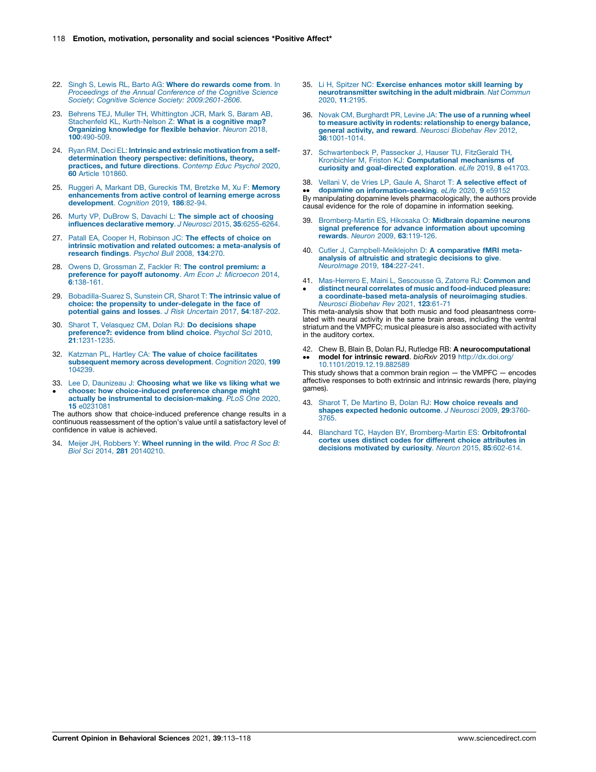22. Singh S, Lewis RL, Barto AG: **Where do rewards come from**. In *Proceedings of the Annual Conference of the Cognitive Science Society*; *Cognitive Science Society: 2009:2601-2606*.

23. Behrens TEJ, Muller TH, Whittington JCR, Mark S, Baram AB, Stachenfeld KL, Kurth-Nelson Z: **What is a cognitive map? Organizing knowledge for flexible behavior**. *Neuron* 2018, **100**:490-509.

24. Ryan RM, Deci EL: **Intrinsic and extrinsic motivation from a self-determination theory perspective: definitions, theory, practices, and future directions**. *Contemp Educ Psychol* 2020, **60** Article 101860.

25. Ruggeri A, Markant DB, Gureckis TM, Bretzke M, Xu F: **Memory enhancements from active control of learning emerge across development**. *Cognition* 2019, **186**:82-94.

26. Murty VP, DuBrow S, Davachi L: **The simple act of choosing influences declarative memory**. *J Neurosci* 2015, **35**:6255-6264.

27. Patall EA, Cooper H, Robinson JC: **The effects of choice on intrinsic motivation and related outcomes: a meta-analysis of research findings**. *Psychol Bull* 2008, **134**:270.

28. Owens D, Grossman Z, Fackler R: **The control premium: a preference for payoff autonomy**. *Am Econ J: Microecon* 2014, **6**:138-161.

29. Bobadilla-Suarez S, Sunstein CR, Sharot T: **The intrinsic value of choice: the propensity to under-delegate in the face of potential gains and losses**. *J Risk Uncertain* 2017, **54**:187-202.

30. Sharot T, Velasquez CM, Dolan RJ: **Do decisions shape preference?: evidence from blind choice**. *Psychol Sci* 2010, **21**:1231-1235.

32. Katzman PL, Hartley CA: **The value of choice facilitates subsequent memory across development**. *Cognition* 2020, **199** 104239.

33. • Lee D, Daunizeau J: **Choosing what we like vs liking what we choose: how choice-induced preference change might actually be instrumental to decision-making**. *PLoS One* 2020, **15** e0231081

The authors show that choice-induced preference change results in a continuous reassessment of the option's value until a satisfactory level of confidence in value is achieved.

34. Meijer JH, Robbers Y: **Wheel running in the wild**. *Proc R Soc B: Biol Sci* 2014, **281** 20140210.

35. Li H, Spitzer NC: **Exercise enhances motor skill learning by neurotransmitter switching in the adult midbrain**. *Nat Commun* 2020, **11**:2195.

36. Novak CM, Burghardt PR, Levine JA: **The use of a running wheel to measure activity in rodents: relationship to energy balance, general activity, and reward**. *Neurosci Biobehav Rev* 2012, **36**:1001-1014.

37. Schwartenbeck P, Passecker J, Hauser TU, FitzGerald TH, Kronbichler M, Friston KJ: **Computational mechanisms of curiosity and goal-directed exploration**. *eLife* 2019, **8** e41703.

38. •• Vellani V, de Vries LP, Gaule A, Sharot T: **A selective effect of dopamine on information-seeking**. *eLife* 2020, **9** e59152

By manipulating dopamine levels pharmacologically, the authors provide causal evidence for the role of dopamine in information seeking.

39. Bromberg-Martin ES, Hikosaka O: **Midbrain dopamine neurons signal preference for advance information about upcoming rewards**. *Neuron* 2009, **63**:119-126.

40. Cutler J, Campbell-Meiklejohn D: **A comparative fMRI meta-analysis of altruistic and strategic decisions to give**. *NeuroImage* 2019, **184**:227-241.

41. • Mas-Herrero E, Maini L, Sescousse G, Zatorre RJ: **Common and distinct neural correlates of music and food-induced pleasure: a coordinate-based meta-analysis of neuroimaging studies**. *Neurosci Biobehav Rev* 2021, **123**:61-71

This meta-analysis show that both music and food pleasantness correlated with neural activity in the same brain areas, including the ventral striatum and the VMPFC; musical pleasure is also associated with activity in the auditory cortex.

42. •• Chew B, Blain B, Dolan RJ, Rutledge RB: **A neurocomputational model for intrinsic reward**. *bioRxiv* 2019 http://dx.doi.org/10.1101/2019.12.19.882589

This study shows that a common brain region — the VMPFC — encodes affective responses to both extrinsic and intrinsic rewards (here, playing games).

43. Sharot T, De Martino B, Dolan RJ: **How choice reveals and shapes expected hedonic outcome**. *J Neurosci* 2009, **29**:3760-3765.

44. Blanchard TC, Hayden BY, Bromberg-Martin ES: **Orbitofrontal cortex uses distinct codes for different choice attributes in decisions motivated by curiosity**. *Neuron* 2015, **85**:602-614.